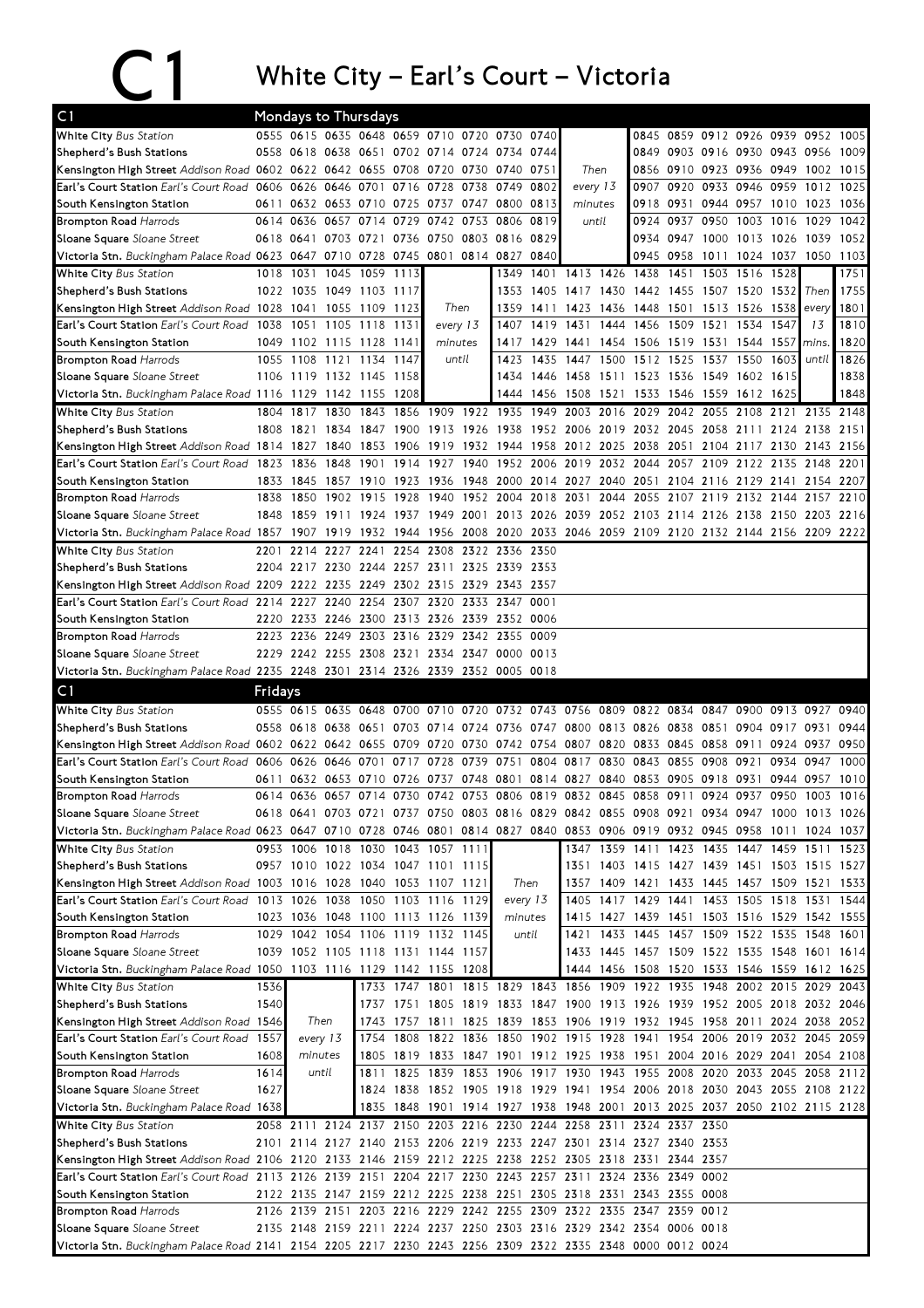# C1 White City – Earl's Court – Victoria

## C1 Mondays to Thursdays

| Stop | | | | | | | | | | | | | | | | | | |
|---|---|---|---|---|---|---|---|---|---|---|---|---|---|---|---|---|---|---|
| White City Bus Station | 0555 | 0615 | 0635 | 0648 | 0659 | 0710 | 0720 | 0730 | 0740 | | | 0845 | 0859 | 0912 | 0926 | 0939 | 0952 | 1005 |
| Shepherd's Bush Stations | 0558 | 0618 | 0638 | 0651 | 0702 | 0714 | 0724 | 0734 | 0744 | | | 0849 | 0903 | 0916 | 0930 | 0943 | 0956 | 1009 |
| Kensington High Street Addison Road | 0602 | 0622 | 0642 | 0655 | 0708 | 0720 | 0730 | 0740 | 0751 | Then | | 0856 | 0910 | 0923 | 0936 | 0949 | 1002 | 1015 |
| Earl's Court Station Earl's Court Road | 0606 | 0626 | 0646 | 0701 | 0716 | 0728 | 0738 | 0749 | 0802 | every 13 | | 0907 | 0920 | 0933 | 0946 | 0959 | 1012 | 1025 |
| South Kensington Station | 0611 | 0632 | 0653 | 0710 | 0725 | 0737 | 0747 | 0800 | 0813 | minutes | | 0918 | 0931 | 0944 | 0957 | 1010 | 1023 | 1036 |
| Brompton Road Harrods | 0614 | 0636 | 0657 | 0714 | 0729 | 0742 | 0753 | 0806 | 0819 | until | | 0924 | 0937 | 0950 | 1003 | 1016 | 1029 | 1042 |
| Sloane Square Sloane Street | 0618 | 0641 | 0703 | 0721 | 0736 | 0750 | 0803 | 0816 | 0829 | | | 0934 | 0947 | 1000 | 1013 | 1026 | 1039 | 1052 |
| Victoria Stn. Buckingham Palace Road | 0623 | 0647 | 0710 | 0728 | 0745 | 0801 | 0814 | 0827 | 0840 | | | 0945 | 0958 | 1011 | 1024 | 1037 | 1050 | 1103 |

| Stop | | | | | | | | | | | | | | | | | | |
|---|---|---|---|---|---|---|---|---|---|---|---|---|---|---|---|---|---|---|
| White City Bus Station | 1018 | 1031 | 1045 | 1059 | 1113 | | 1349 | 1401 | 1413 | 1426 | 1438 | 1451 | 1503 | 1516 | 1528 | | 1751 |
| Shepherd's Bush Stations | 1022 | 1035 | 1049 | 1103 | 1117 | | 1353 | 1405 | 1417 | 1430 | 1442 | 1455 | 1507 | 1520 | 1532 | Then | 1755 |
| Kensington High Street Addison Road | 1028 | 1041 | 1055 | 1109 | 1123 | Then | 1359 | 1411 | 1423 | 1436 | 1448 | 1501 | 1513 | 1526 | 1538 | every | 1801 |
| Earl's Court Station Earl's Court Road | 1038 | 1051 | 1105 | 1118 | 1131 | every 13 | 1407 | 1419 | 1431 | 1444 | 1456 | 1509 | 1521 | 1534 | 1547 | 13 | 1810 |
| South Kensington Station | 1049 | 1102 | 1115 | 1128 | 1141 | minutes | 1417 | 1429 | 1441 | 1454 | 1506 | 1519 | 1531 | 1544 | 1557 | mins. | 1820 |
| Brompton Road Harrods | 1055 | 1108 | 1121 | 1134 | 1147 | until | 1423 | 1435 | 1447 | 1500 | 1512 | 1525 | 1537 | 1550 | 1603 | until | 1826 |
| Sloane Square Sloane Street | 1106 | 1119 | 1132 | 1145 | 1158 | | 1434 | 1446 | 1458 | 1511 | 1523 | 1536 | 1549 | 1602 | 1615 | | 1838 |
| Victoria Stn. Buckingham Palace Road | 1116 | 1129 | 1142 | 1155 | 1208 | | 1444 | 1456 | 1508 | 1521 | 1533 | 1546 | 1559 | 1612 | 1625 | | 1848 |

| Stop | | | | | | | | | | | | | | | | | | |
|---|---|---|---|---|---|---|---|---|---|---|---|---|---|---|---|---|---|---|
| White City Bus Station | 1804 | 1817 | 1830 | 1843 | 1856 | 1909 | 1922 | 1935 | 1949 | 2003 | 2016 | 2029 | 2042 | 2055 | 2108 | 2121 | 2135 | 2148 |
| Shepherd's Bush Stations | 1808 | 1821 | 1834 | 1847 | 1900 | 1913 | 1926 | 1938 | 1952 | 2006 | 2019 | 2032 | 2045 | 2058 | 2111 | 2124 | 2138 | 2151 |
| Kensington High Street Addison Road | 1814 | 1827 | 1840 | 1853 | 1906 | 1919 | 1932 | 1944 | 1958 | 2012 | 2025 | 2038 | 2051 | 2104 | 2117 | 2130 | 2143 | 2156 |
| Earl's Court Station Earl's Court Road | 1823 | 1836 | 1848 | 1901 | 1914 | 1927 | 1940 | 1952 | 2006 | 2019 | 2032 | 2044 | 2057 | 2109 | 2122 | 2135 | 2148 | 2201 |
| South Kensington Station | 1833 | 1845 | 1857 | 1910 | 1923 | 1936 | 1948 | 2000 | 2014 | 2027 | 2040 | 2051 | 2104 | 2116 | 2129 | 2141 | 2154 | 2207 |
| Brompton Road Harrods | 1838 | 1850 | 1902 | 1915 | 1928 | 1940 | 1952 | 2004 | 2018 | 2031 | 2044 | 2055 | 2107 | 2119 | 2132 | 2144 | 2157 | 2210 |
| Sloane Square Sloane Street | 1848 | 1859 | 1911 | 1924 | 1937 | 1949 | 2001 | 2013 | 2026 | 2039 | 2052 | 2103 | 2114 | 2126 | 2138 | 2150 | 2203 | 2216 |
| Victoria Stn. Buckingham Palace Road | 1857 | 1907 | 1919 | 1932 | 1944 | 1956 | 2008 | 2020 | 2033 | 2046 | 2059 | 2109 | 2120 | 2132 | 2144 | 2156 | 2209 | 2222 |

| Stop | | | | | | | | | |
|---|---|---|---|---|---|---|---|---|---|
| White City Bus Station | 2201 | 2214 | 2227 | 2241 | 2254 | 2308 | 2322 | 2336 | 2350 |
| Shepherd's Bush Stations | 2204 | 2217 | 2230 | 2244 | 2257 | 2311 | 2325 | 2339 | 2353 |
| Kensington High Street Addison Road | 2209 | 2222 | 2235 | 2249 | 2302 | 2315 | 2329 | 2343 | 2357 |
| Earl's Court Station Earl's Court Road | 2214 | 2227 | 2240 | 2254 | 2307 | 2320 | 2333 | 2347 | 0001 |
| South Kensington Station | 2220 | 2233 | 2246 | 2300 | 2313 | 2326 | 2339 | 2352 | 0006 |
| Brompton Road Harrods | 2223 | 2236 | 2249 | 2303 | 2316 | 2329 | 2342 | 2355 | 0009 |
| Sloane Square Sloane Street | 2229 | 2242 | 2255 | 2308 | 2321 | 2334 | 2347 | 0000 | 0013 |
| Victoria Stn. Buckingham Palace Road | 2235 | 2248 | 2301 | 2314 | 2326 | 2339 | 2352 | 0005 | 0018 |

## C1 Fridays

| Stop | | | | | | | | | | | | | | | | | | |
|---|---|---|---|---|---|---|---|---|---|---|---|---|---|---|---|---|---|---|
| White City Bus Station | 0555 | 0615 | 0635 | 0648 | 0700 | 0710 | 0720 | 0732 | 0743 | 0756 | 0809 | 0822 | 0834 | 0847 | 0900 | 0913 | 0927 | 0940 |
| Shepherd's Bush Stations | 0558 | 0618 | 0638 | 0651 | 0703 | 0714 | 0724 | 0736 | 0747 | 0800 | 0813 | 0826 | 0838 | 0851 | 0904 | 0917 | 0931 | 0944 |
| Kensington High Street Addison Road | 0602 | 0622 | 0642 | 0655 | 0709 | 0720 | 0730 | 0742 | 0754 | 0807 | 0820 | 0833 | 0845 | 0858 | 0911 | 0924 | 0937 | 0950 |
| Earl's Court Station Earl's Court Road | 0606 | 0626 | 0646 | 0701 | 0717 | 0728 | 0739 | 0751 | 0804 | 0817 | 0830 | 0843 | 0855 | 0908 | 0921 | 0934 | 0947 | 1000 |
| South Kensington Station | 0611 | 0632 | 0653 | 0710 | 0726 | 0737 | 0748 | 0801 | 0814 | 0827 | 0840 | 0853 | 0905 | 0918 | 0931 | 0944 | 0957 | 1010 |
| Brompton Road Harrods | 0614 | 0636 | 0657 | 0714 | 0730 | 0742 | 0753 | 0806 | 0819 | 0832 | 0845 | 0858 | 0911 | 0924 | 0937 | 0950 | 1003 | 1016 |
| Sloane Square Sloane Street | 0618 | 0641 | 0703 | 0721 | 0737 | 0750 | 0803 | 0816 | 0829 | 0842 | 0855 | 0908 | 0921 | 0934 | 0947 | 1000 | 1013 | 1026 |
| Victoria Stn. Buckingham Palace Road | 0623 | 0647 | 0710 | 0728 | 0746 | 0801 | 0814 | 0827 | 0840 | 0853 | 0906 | 0919 | 0932 | 0945 | 0958 | 1011 | 1024 | 1037 |

| Stop | | | | | | | | | | | | | | | | | |
|---|---|---|---|---|---|---|---|---|---|---|---|---|---|---|---|---|---|
| White City Bus Station | 0953 | 1006 | 1018 | 1030 | 1043 | 1057 | 1111 | | 1347 | 1359 | 1411 | 1423 | 1435 | 1447 | 1459 | 1511 | 1523 |
| Shepherd's Bush Stations | 0957 | 1010 | 1022 | 1034 | 1047 | 1101 | 1115 | | 1351 | 1403 | 1415 | 1427 | 1439 | 1451 | 1503 | 1515 | 1527 |
| Kensington High Street Addison Road | 1003 | 1016 | 1028 | 1040 | 1053 | 1107 | 1121 | Then | 1357 | 1409 | 1421 | 1433 | 1445 | 1457 | 1509 | 1521 | 1533 |
| Earl's Court Station Earl's Court Road | 1013 | 1026 | 1038 | 1050 | 1103 | 1116 | 1129 | every 13 | 1405 | 1417 | 1429 | 1441 | 1453 | 1505 | 1518 | 1531 | 1544 |
| South Kensington Station | 1023 | 1036 | 1048 | 1100 | 1113 | 1126 | 1139 | minutes | 1415 | 1427 | 1439 | 1451 | 1503 | 1516 | 1529 | 1542 | 1555 |
| Brompton Road Harrods | 1029 | 1042 | 1054 | 1106 | 1119 | 1132 | 1145 | until | 1421 | 1433 | 1445 | 1457 | 1509 | 1522 | 1535 | 1548 | 1601 |
| Sloane Square Sloane Street | 1039 | 1052 | 1105 | 1118 | 1131 | 1144 | 1157 | | 1433 | 1445 | 1457 | 1509 | 1522 | 1535 | 1548 | 1601 | 1614 |
| Victoria Stn. Buckingham Palace Road | 1050 | 1103 | 1116 | 1129 | 1142 | 1155 | 1208 | | 1444 | 1456 | 1508 | 1520 | 1533 | 1546 | 1559 | 1612 | 1625 |

| Stop | | | | | | | | | | | | | | | | |
|---|---|---|---|---|---|---|---|---|---|---|---|---|---|---|---|---|
| White City Bus Station | 1536 | | 1733 | 1747 | 1801 | 1815 | 1829 | 1843 | 1856 | 1909 | 1922 | 1935 | 1948 | 2002 | 2015 | 2029 | 2043 |
| Shepherd's Bush Stations | 1540 | | 1737 | 1751 | 1805 | 1819 | 1833 | 1847 | 1900 | 1913 | 1926 | 1939 | 1952 | 2005 | 2018 | 2032 | 2046 |
| Kensington High Street Addison Road | 1546 | Then | 1743 | 1757 | 1811 | 1825 | 1839 | 1853 | 1906 | 1919 | 1932 | 1945 | 1958 | 2011 | 2024 | 2038 | 2052 |
| Earl's Court Station Earl's Court Road | 1557 | every 13 | 1754 | 1808 | 1822 | 1836 | 1850 | 1902 | 1915 | 1928 | 1941 | 1954 | 2006 | 2019 | 2032 | 2045 | 2059 |
| South Kensington Station | 1608 | minutes | 1805 | 1819 | 1833 | 1847 | 1901 | 1912 | 1925 | 1938 | 1951 | 2004 | 2016 | 2029 | 2041 | 2054 | 2108 |
| Brompton Road Harrods | 1614 | until | 1811 | 1825 | 1839 | 1853 | 1906 | 1917 | 1930 | 1943 | 1955 | 2008 | 2020 | 2033 | 2045 | 2058 | 2112 |
| Sloane Square Sloane Street | 1627 | | 1824 | 1838 | 1852 | 1905 | 1918 | 1929 | 1941 | 1954 | 2006 | 2018 | 2030 | 2043 | 2055 | 2108 | 2122 |
| Victoria Stn. Buckingham Palace Road | 1638 | | 1835 | 1848 | 1901 | 1914 | 1927 | 1938 | 1948 | 2001 | 2013 | 2025 | 2037 | 2050 | 2102 | 2115 | 2128 |

| Stop | | | | | | | | | | | | | | |
|---|---|---|---|---|---|---|---|---|---|---|---|---|---|---|
| White City Bus Station | 2058 | 2111 | 2124 | 2137 | 2150 | 2203 | 2216 | 2230 | 2244 | 2258 | 2311 | 2324 | 2337 | 2350 |
| Shepherd's Bush Stations | 2101 | 2114 | 2127 | 2140 | 2153 | 2206 | 2219 | 2233 | 2247 | 2301 | 2314 | 2327 | 2340 | 2353 |
| Kensington High Street Addison Road | 2106 | 2120 | 2133 | 2146 | 2159 | 2212 | 2225 | 2238 | 2252 | 2305 | 2318 | 2331 | 2344 | 2357 |
| Earl's Court Station Earl's Court Road | 2113 | 2126 | 2139 | 2151 | 2204 | 2217 | 2230 | 2243 | 2257 | 2311 | 2324 | 2336 | 2349 | 0002 |
| South Kensington Station | 2122 | 2135 | 2147 | 2159 | 2212 | 2225 | 2238 | 2251 | 2305 | 2318 | 2331 | 2343 | 2355 | 0008 |
| Brompton Road Harrods | 2126 | 2139 | 2151 | 2203 | 2216 | 2229 | 2242 | 2255 | 2309 | 2322 | 2335 | 2347 | 2359 | 0012 |
| Sloane Square Sloane Street | 2135 | 2148 | 2159 | 2211 | 2224 | 2237 | 2250 | 2303 | 2316 | 2329 | 2342 | 2354 | 0006 | 0018 |
| Victoria Stn. Buckingham Palace Road | 2141 | 2154 | 2205 | 2217 | 2230 | 2243 | 2256 | 2309 | 2322 | 2335 | 2348 | 0000 | 0012 | 0024 |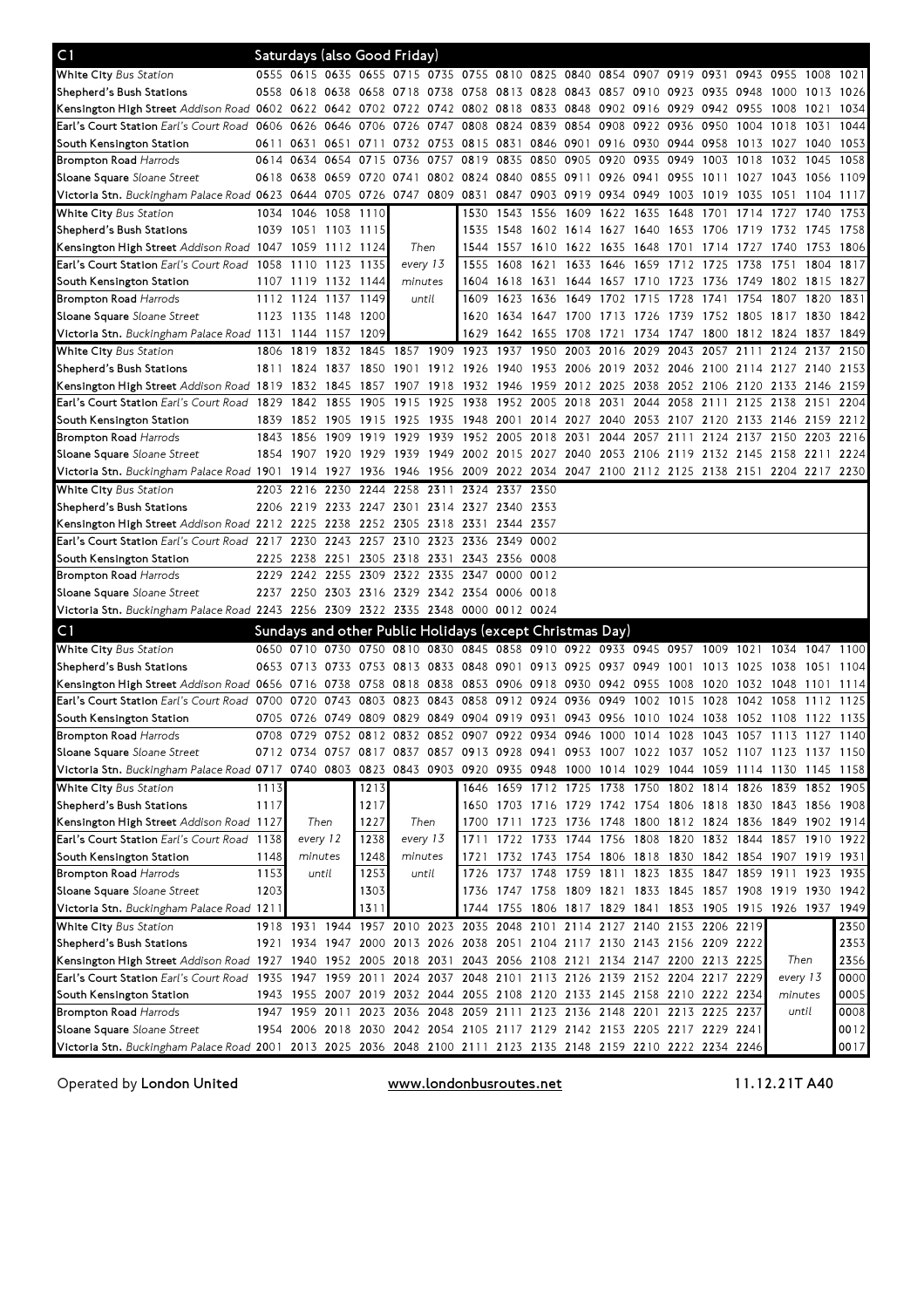## C1 Saturdays (also Good Friday)

| Stop | | | | | | | | | | | | | | | | | | |
|---|---|---|---|---|---|---|---|---|---|---|---|---|---|---|---|---|---|---|
| White City *Bus Station* | 0555 | 0615 | 0635 | 0655 | 0715 | 0735 | 0755 | 0810 | 0825 | 0840 | 0854 | 0907 | 0919 | 0931 | 0943 | 0955 | 1008 | 1021 |
| Shepherd's Bush Stations | 0558 | 0618 | 0638 | 0658 | 0718 | 0738 | 0758 | 0813 | 0828 | 0843 | 0857 | 0910 | 0923 | 0935 | 0948 | 1000 | 1013 | 1026 |
| Kensington High Street *Addison Road* | 0602 | 0622 | 0642 | 0702 | 0722 | 0742 | 0802 | 0818 | 0833 | 0848 | 0902 | 0916 | 0929 | 0942 | 0955 | 1008 | 1021 | 1034 |
| Earl's Court Station *Earl's Court Road* | 0606 | 0626 | 0646 | 0706 | 0726 | 0747 | 0808 | 0824 | 0839 | 0854 | 0908 | 0922 | 0936 | 0950 | 1004 | 1018 | 1031 | 1044 |
| South Kensington Station | 0611 | 0631 | 0651 | 0711 | 0732 | 0753 | 0815 | 0831 | 0846 | 0901 | 0916 | 0930 | 0944 | 0958 | 1013 | 1027 | 1040 | 1053 |
| Brompton Road *Harrods* | 0614 | 0634 | 0654 | 0715 | 0736 | 0757 | 0819 | 0835 | 0850 | 0905 | 0920 | 0935 | 0949 | 1003 | 1018 | 1032 | 1045 | 1058 |
| Sloane Square *Sloane Street* | 0618 | 0638 | 0659 | 0720 | 0741 | 0802 | 0824 | 0840 | 0855 | 0911 | 0926 | 0941 | 0955 | 1011 | 1027 | 1043 | 1056 | 1109 |
| Victoria Stn. *Buckingham Palace Road* | 0623 | 0644 | 0705 | 0726 | 0747 | 0809 | 0831 | 0847 | 0903 | 0919 | 0934 | 0949 | 1003 | 1019 | 1035 | 1051 | 1104 | 1117 |

| Stop | | | | | | | | | | | | | | | | | | |
|---|---|---|---|---|---|---|---|---|---|---|---|---|---|---|---|---|---|---|
| White City *Bus Station* | 1034 | 1046 | 1058 | 1110 | | | 1530 | 1543 | 1556 | 1609 | 1622 | 1635 | 1648 | 1701 | 1714 | 1727 | 1740 | 1753 |
| Shepherd's Bush Stations | 1039 | 1051 | 1103 | 1115 | | | 1535 | 1548 | 1602 | 1614 | 1627 | 1640 | 1653 | 1706 | 1719 | 1732 | 1745 | 1758 |
| Kensington High Street *Addison Road* | 1047 | 1059 | 1112 | 1124 | *Then* | | 1544 | 1557 | 1610 | 1622 | 1635 | 1648 | 1701 | 1714 | 1727 | 1740 | 1753 | 1806 |
| Earl's Court Station *Earl's Court Road* | 1058 | 1110 | 1123 | 1135 | *every 13* | | 1555 | 1608 | 1621 | 1633 | 1646 | 1659 | 1712 | 1725 | 1738 | 1751 | 1804 | 1817 |
| South Kensington Station | 1107 | 1119 | 1132 | 1144 | *minutes* | | 1604 | 1618 | 1631 | 1644 | 1657 | 1710 | 1723 | 1736 | 1749 | 1802 | 1815 | 1827 |
| Brompton Road *Harrods* | 1112 | 1124 | 1137 | 1149 | *until* | | 1609 | 1623 | 1636 | 1649 | 1702 | 1715 | 1728 | 1741 | 1754 | 1807 | 1820 | 1831 |
| Sloane Square *Sloane Street* | 1123 | 1135 | 1148 | 1200 | | | 1620 | 1634 | 1647 | 1700 | 1713 | 1726 | 1739 | 1752 | 1805 | 1817 | 1830 | 1842 |
| Victoria Stn. *Buckingham Palace Road* | 1131 | 1144 | 1157 | 1209 | | | 1629 | 1642 | 1655 | 1708 | 1721 | 1734 | 1747 | 1800 | 1812 | 1824 | 1837 | 1849 |

| Stop | | | | | | | | | | | | | | | | | | |
|---|---|---|---|---|---|---|---|---|---|---|---|---|---|---|---|---|---|---|
| White City *Bus Station* | 1806 | 1819 | 1832 | 1845 | 1857 | 1909 | 1923 | 1937 | 1950 | 2003 | 2016 | 2029 | 2043 | 2057 | 2111 | 2124 | 2137 | 2150 |
| Shepherd's Bush Stations | 1811 | 1824 | 1837 | 1850 | 1901 | 1912 | 1926 | 1940 | 1953 | 2006 | 2019 | 2032 | 2046 | 2100 | 2114 | 2127 | 2140 | 2153 |
| Kensington High Street *Addison Road* | 1819 | 1832 | 1845 | 1857 | 1907 | 1918 | 1932 | 1946 | 1959 | 2012 | 2025 | 2038 | 2052 | 2106 | 2120 | 2133 | 2146 | 2159 |
| Earl's Court Station *Earl's Court Road* | 1829 | 1842 | 1855 | 1905 | 1915 | 1925 | 1938 | 1952 | 2005 | 2018 | 2031 | 2044 | 2058 | 2111 | 2125 | 2138 | 2151 | 2204 |
| South Kensington Station | 1839 | 1852 | 1905 | 1915 | 1925 | 1935 | 1948 | 2001 | 2014 | 2027 | 2040 | 2053 | 2107 | 2120 | 2133 | 2146 | 2159 | 2212 |
| Brompton Road *Harrods* | 1843 | 1856 | 1909 | 1919 | 1929 | 1939 | 1952 | 2005 | 2018 | 2031 | 2044 | 2057 | 2111 | 2124 | 2137 | 2150 | 2203 | 2216 |
| Sloane Square *Sloane Street* | 1854 | 1907 | 1920 | 1929 | 1939 | 1949 | 2002 | 2015 | 2027 | 2040 | 2053 | 2106 | 2119 | 2132 | 2145 | 2158 | 2211 | 2224 |
| Victoria Stn. *Buckingham Palace Road* | 1901 | 1914 | 1927 | 1936 | 1946 | 1956 | 2009 | 2022 | 2034 | 2047 | 2100 | 2112 | 2125 | 2138 | 2151 | 2204 | 2217 | 2230 |

| Stop | | | | | | | | | |
|---|---|---|---|---|---|---|---|---|---|
| White City *Bus Station* | 2203 | 2216 | 2230 | 2244 | 2258 | 2311 | 2324 | 2337 | 2350 |
| Shepherd's Bush Stations | 2206 | 2219 | 2233 | 2247 | 2301 | 2314 | 2327 | 2340 | 2353 |
| Kensington High Street *Addison Road* | 2212 | 2225 | 2238 | 2252 | 2305 | 2318 | 2331 | 2344 | 2357 |
| Earl's Court Station *Earl's Court Road* | 2217 | 2230 | 2243 | 2257 | 2310 | 2323 | 2336 | 2349 | 0002 |
| South Kensington Station | 2225 | 2238 | 2251 | 2305 | 2318 | 2331 | 2343 | 2356 | 0008 |
| Brompton Road *Harrods* | 2229 | 2242 | 2255 | 2309 | 2322 | 2335 | 2347 | 0000 | 0012 |
| Sloane Square *Sloane Street* | 2237 | 2250 | 2303 | 2316 | 2329 | 2342 | 2354 | 0006 | 0018 |
| Victoria Stn. *Buckingham Palace Road* | 2243 | 2256 | 2309 | 2322 | 2335 | 2348 | 0000 | 0012 | 0024 |

## C1 Sundays and other Public Holidays (except Christmas Day)

| Stop | | | | | | | | | | | | | | | | | | |
|---|---|---|---|---|---|---|---|---|---|---|---|---|---|---|---|---|---|---|
| White City *Bus Station* | 0650 | 0710 | 0730 | 0750 | 0810 | 0830 | 0845 | 0858 | 0910 | 0922 | 0933 | 0945 | 0957 | 1009 | 1021 | 1034 | 1047 | 1100 |
| Shepherd's Bush Stations | 0653 | 0713 | 0733 | 0753 | 0813 | 0833 | 0848 | 0901 | 0913 | 0925 | 0937 | 0949 | 1001 | 1013 | 1025 | 1038 | 1051 | 1104 |
| Kensington High Street *Addison Road* | 0656 | 0716 | 0738 | 0758 | 0818 | 0838 | 0853 | 0906 | 0918 | 0930 | 0942 | 0955 | 1008 | 1020 | 1032 | 1048 | 1101 | 1114 |
| Earl's Court Station *Earl's Court Road* | 0700 | 0720 | 0743 | 0803 | 0823 | 0843 | 0858 | 0912 | 0924 | 0936 | 0949 | 1002 | 1015 | 1028 | 1042 | 1058 | 1112 | 1125 |
| South Kensington Station | 0705 | 0726 | 0749 | 0809 | 0829 | 0849 | 0904 | 0919 | 0931 | 0943 | 0956 | 1010 | 1024 | 1038 | 1052 | 1108 | 1122 | 1135 |
| Brompton Road *Harrods* | 0708 | 0729 | 0752 | 0812 | 0832 | 0852 | 0907 | 0922 | 0934 | 0946 | 1000 | 1014 | 1028 | 1043 | 1057 | 1113 | 1127 | 1140 |
| Sloane Square *Sloane Street* | 0712 | 0734 | 0757 | 0817 | 0837 | 0857 | 0913 | 0928 | 0941 | 0953 | 1007 | 1022 | 1037 | 1052 | 1107 | 1123 | 1137 | 1150 |
| Victoria Stn. *Buckingham Palace Road* | 0717 | 0740 | 0803 | 0823 | 0843 | 0903 | 0920 | 0935 | 0948 | 1000 | 1014 | 1029 | 1044 | 1059 | 1114 | 1130 | 1145 | 1158 |

| Stop | | | | | | | | | | | | | | | | | | |
|---|---|---|---|---|---|---|---|---|---|---|---|---|---|---|---|---|---|---|
| White City *Bus Station* | 1113 | | | 1213 | | | 1646 | 1659 | 1712 | 1725 | 1738 | 1750 | 1802 | 1814 | 1826 | 1839 | 1852 | 1905 |
| Shepherd's Bush Stations | 1117 | | | 1217 | | | 1650 | 1703 | 1716 | 1729 | 1742 | 1754 | 1806 | 1818 | 1830 | 1843 | 1856 | 1908 |
| Kensington High Street *Addison Road* | 1127 | *Then* | | 1227 | *Then* | | 1700 | 1711 | 1723 | 1736 | 1748 | 1800 | 1812 | 1824 | 1836 | 1849 | 1902 | 1914 |
| Earl's Court Station *Earl's Court Road* | 1138 | *every 12* | | 1238 | *every 13* | | 1711 | 1722 | 1733 | 1744 | 1756 | 1808 | 1820 | 1832 | 1844 | 1857 | 1910 | 1922 |
| South Kensington Station | 1148 | *minutes* | | 1248 | *minutes* | | 1721 | 1732 | 1743 | 1754 | 1806 | 1818 | 1830 | 1842 | 1854 | 1907 | 1919 | 1931 |
| Brompton Road *Harrods* | 1153 | *until* | | 1253 | *until* | | 1726 | 1737 | 1748 | 1759 | 1811 | 1823 | 1835 | 1847 | 1859 | 1911 | 1923 | 1935 |
| Sloane Square *Sloane Street* | 1203 | | | 1303 | | | 1736 | 1747 | 1758 | 1809 | 1821 | 1833 | 1845 | 1857 | 1908 | 1919 | 1930 | 1942 |
| Victoria Stn. *Buckingham Palace Road* | 1211 | | | 1311 | | | 1744 | 1755 | 1806 | 1817 | 1829 | 1841 | 1853 | 1905 | 1915 | 1926 | 1937 | 1949 |

| Stop | | | | | | | | | | | | | | | | | | |
|---|---|---|---|---|---|---|---|---|---|---|---|---|---|---|---|---|---|---|
| White City *Bus Station* | 1918 | 1931 | 1944 | 1957 | 2010 | 2023 | 2035 | 2048 | 2101 | 2114 | 2127 | 2140 | 2153 | 2206 | 2219 | | | 2350 |
| Shepherd's Bush Stations | 1921 | 1934 | 1947 | 2000 | 2013 | 2026 | 2038 | 2051 | 2104 | 2117 | 2130 | 2143 | 2156 | 2209 | 2222 | | | 2353 |
| Kensington High Street *Addison Road* | 1927 | 1940 | 1952 | 2005 | 2018 | 2031 | 2043 | 2056 | 2108 | 2121 | 2134 | 2147 | 2200 | 2213 | 2225 | *Then* | | 2356 |
| Earl's Court Station *Earl's Court Road* | 1935 | 1947 | 1959 | 2011 | 2024 | 2037 | 2048 | 2101 | 2113 | 2126 | 2139 | 2152 | 2204 | 2217 | 2229 | *every 13* | | 0000 |
| South Kensington Station | 1943 | 1955 | 2007 | 2019 | 2032 | 2044 | 2055 | 2108 | 2120 | 2133 | 2145 | 2158 | 2210 | 2222 | 2234 | *minutes* | | 0005 |
| Brompton Road *Harrods* | 1947 | 1959 | 2011 | 2023 | 2036 | 2048 | 2059 | 2111 | 2123 | 2136 | 2148 | 2201 | 2213 | 2225 | 2237 | *until* | | 0008 |
| Sloane Square *Sloane Street* | 1954 | 2006 | 2018 | 2030 | 2042 | 2054 | 2105 | 2117 | 2129 | 2142 | 2153 | 2205 | 2217 | 2229 | 2241 | | | 0012 |
| Victoria Stn. *Buckingham Palace Road* | 2001 | 2013 | 2025 | 2036 | 2048 | 2100 | 2111 | 2123 | 2135 | 2148 | 2159 | 2210 | 2222 | 2234 | 2246 | | | 0017 |

Operated by **London United** www.londonbusroutes.net 11.12.21T A40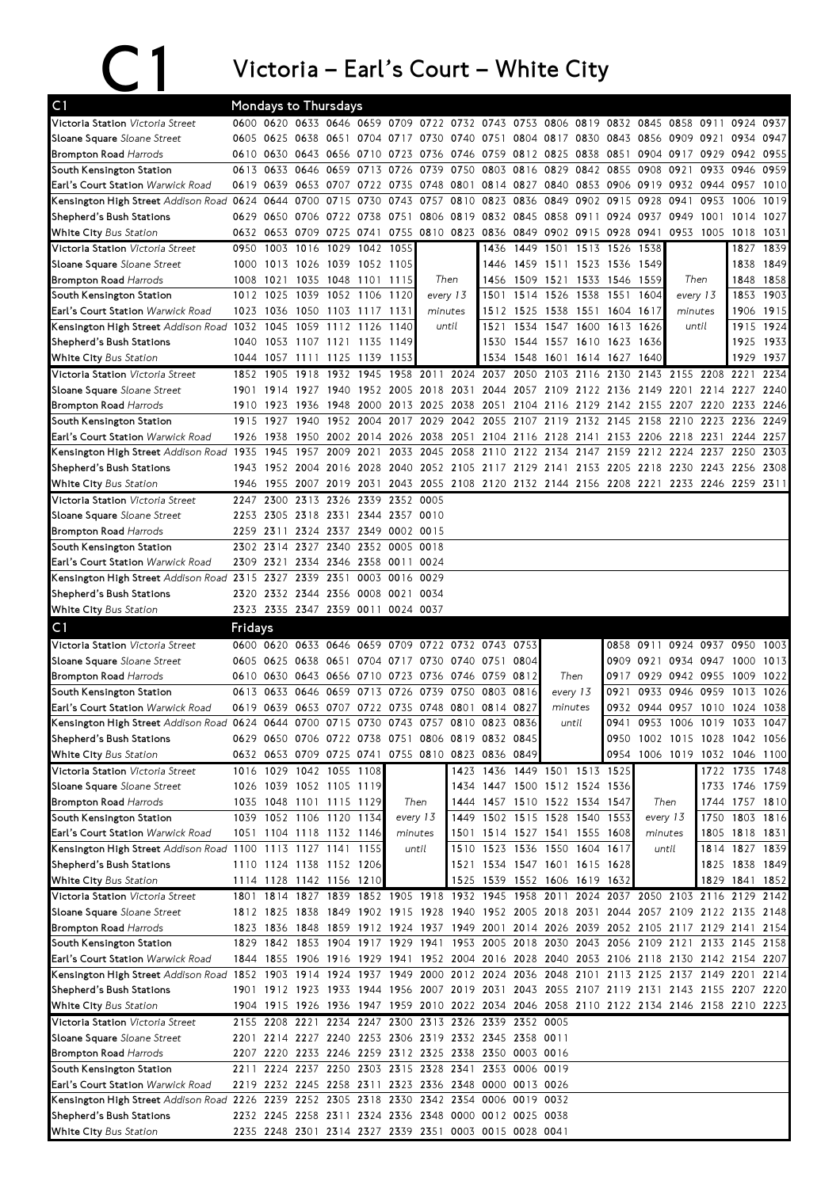# C1 Victoria – Earl's Court – White City

## C1 Mondays to Thursdays

| Stop | | | | | | | | | | | | | | | | | | |
|---|---|---|---|---|---|---|---|---|---|---|---|---|---|---|---|---|---|---|
| Victoria Station *Victoria Street* | 0600 | 0620 | 0633 | 0646 | 0659 | 0709 | 0722 | 0732 | 0743 | 0753 | 0806 | 0819 | 0832 | 0845 | 0858 | 0911 | 0924 | 0937 |
| Sloane Square *Sloane Street* | 0605 | 0625 | 0638 | 0651 | 0704 | 0717 | 0730 | 0740 | 0751 | 0804 | 0817 | 0830 | 0843 | 0856 | 0909 | 0921 | 0934 | 0947 |
| Brompton Road *Harrods* | 0610 | 0630 | 0643 | 0656 | 0710 | 0723 | 0736 | 0746 | 0759 | 0812 | 0825 | 0838 | 0851 | 0904 | 0917 | 0929 | 0942 | 0955 |
| South Kensington Station | 0613 | 0633 | 0646 | 0659 | 0713 | 0726 | 0739 | 0750 | 0803 | 0816 | 0829 | 0842 | 0855 | 0908 | 0921 | 0933 | 0946 | 0959 |
| Earl's Court Station *Warwick Road* | 0619 | 0639 | 0653 | 0707 | 0722 | 0735 | 0748 | 0801 | 0814 | 0827 | 0840 | 0853 | 0906 | 0919 | 0932 | 0944 | 0957 | 1010 |
| Kensington High Street *Addison Road* | 0624 | 0644 | 0700 | 0715 | 0730 | 0743 | 0757 | 0810 | 0823 | 0836 | 0849 | 0902 | 0915 | 0928 | 0941 | 0953 | 1006 | 1019 |
| Shepherd's Bush Stations | 0629 | 0650 | 0706 | 0722 | 0738 | 0751 | 0806 | 0819 | 0832 | 0845 | 0858 | 0911 | 0924 | 0937 | 0949 | 1001 | 1014 | 1027 |
| White City *Bus Station* | 0632 | 0653 | 0709 | 0725 | 0741 | 0755 | 0810 | 0823 | 0836 | 0849 | 0902 | 0915 | 0928 | 0941 | 0953 | 1005 | 1018 | 1031 |

| Stop | | | | | | | | | | | | | | | | |
|---|---|---|---|---|---|---|---|---|---|---|---|---|---|---|---|---|
| Victoria Station *Victoria Street* | 0950 | 1003 | 1016 | 1029 | 1042 | 1055 | | 1436 | 1449 | 1501 | 1513 | 1526 | 1538 | | 1827 | 1839 |
| Sloane Square *Sloane Street* | 1000 | 1013 | 1026 | 1039 | 1052 | 1105 | | 1446 | 1459 | 1511 | 1523 | 1536 | 1549 | | 1838 | 1849 |
| Brompton Road *Harrods* | 1008 | 1021 | 1035 | 1048 | 1101 | 1115 | Then | 1456 | 1509 | 1521 | 1533 | 1546 | 1559 | Then | 1848 | 1858 |
| South Kensington Station | 1012 | 1025 | 1039 | 1052 | 1106 | 1120 | every 13 | 1501 | 1514 | 1526 | 1538 | 1551 | 1604 | every 13 | 1853 | 1903 |
| Earl's Court Station *Warwick Road* | 1023 | 1036 | 1050 | 1103 | 1117 | 1131 | minutes | 1512 | 1525 | 1538 | 1551 | 1604 | 1617 | minutes | 1906 | 1915 |
| Kensington High Street *Addison Road* | 1032 | 1045 | 1059 | 1112 | 1126 | 1140 | until | 1521 | 1534 | 1547 | 1600 | 1613 | 1626 | until | 1915 | 1924 |
| Shepherd's Bush Stations | 1040 | 1053 | 1107 | 1121 | 1135 | 1149 | | 1530 | 1544 | 1557 | 1610 | 1623 | 1636 | | 1925 | 1933 |
| White City *Bus Station* | 1044 | 1057 | 1111 | 1125 | 1139 | 1153 | | 1534 | 1548 | 1601 | 1614 | 1627 | 1640 | | 1929 | 1937 |

| Stop | | | | | | | | | | | | | | | | | | |
|---|---|---|---|---|---|---|---|---|---|---|---|---|---|---|---|---|---|---|
| Victoria Station *Victoria Street* | 1852 | 1905 | 1918 | 1932 | 1945 | 1958 | 2011 | 2024 | 2037 | 2050 | 2103 | 2116 | 2130 | 2143 | 2155 | 2208 | 2221 | 2234 |
| Sloane Square *Sloane Street* | 1901 | 1914 | 1927 | 1940 | 1952 | 2005 | 2018 | 2031 | 2044 | 2057 | 2109 | 2122 | 2136 | 2149 | 2201 | 2214 | 2227 | 2240 |
| Brompton Road *Harrods* | 1910 | 1923 | 1936 | 1948 | 2000 | 2013 | 2025 | 2038 | 2051 | 2104 | 2116 | 2129 | 2142 | 2155 | 2207 | 2220 | 2233 | 2246 |
| South Kensington Station | 1915 | 1927 | 1940 | 1952 | 2004 | 2017 | 2029 | 2042 | 2055 | 2107 | 2119 | 2132 | 2145 | 2158 | 2210 | 2223 | 2236 | 2249 |
| Earl's Court Station *Warwick Road* | 1926 | 1938 | 1950 | 2002 | 2014 | 2026 | 2038 | 2051 | 2104 | 2116 | 2128 | 2141 | 2153 | 2206 | 2218 | 2231 | 2244 | 2257 |
| Kensington High Street *Addison Road* | 1935 | 1945 | 1957 | 2009 | 2021 | 2033 | 2045 | 2058 | 2110 | 2122 | 2134 | 2147 | 2159 | 2212 | 2224 | 2237 | 2250 | 2303 |
| Shepherd's Bush Stations | 1943 | 1952 | 2004 | 2016 | 2028 | 2040 | 2052 | 2105 | 2117 | 2129 | 2141 | 2153 | 2205 | 2218 | 2230 | 2243 | 2256 | 2308 |
| White City *Bus Station* | 1946 | 1955 | 2007 | 2019 | 2031 | 2043 | 2055 | 2108 | 2120 | 2132 | 2144 | 2156 | 2208 | 2221 | 2233 | 2246 | 2259 | 2311 |

| Stop | | | | | | | |
|---|---|---|---|---|---|---|---|
| Victoria Station *Victoria Street* | 2247 | 2300 | 2313 | 2326 | 2339 | 2352 | 0005 |
| Sloane Square *Sloane Street* | 2253 | 2305 | 2318 | 2331 | 2344 | 2357 | 0010 |
| Brompton Road *Harrods* | 2259 | 2311 | 2324 | 2337 | 2349 | 0002 | 0015 |
| South Kensington Station | 2302 | 2314 | 2327 | 2340 | 2352 | 0005 | 0018 |
| Earl's Court Station *Warwick Road* | 2309 | 2321 | 2334 | 2346 | 2358 | 0011 | 0024 |
| Kensington High Street *Addison Road* | 2315 | 2327 | 2339 | 2351 | 0003 | 0016 | 0029 |
| Shepherd's Bush Stations | 2320 | 2332 | 2344 | 2356 | 0008 | 0021 | 0034 |
| White City *Bus Station* | 2323 | 2335 | 2347 | 2359 | 0011 | 0024 | 0037 |

## C1 Fridays

| Stop | | | | | | | | | | | | | | | | | |
|---|---|---|---|---|---|---|---|---|---|---|---|---|---|---|---|---|---|
| Victoria Station *Victoria Street* | 0600 | 0620 | 0633 | 0646 | 0659 | 0709 | 0722 | 0732 | 0743 | 0753 | | 0858 | 0911 | 0924 | 0937 | 0950 | 1003 |
| Sloane Square *Sloane Street* | 0605 | 0625 | 0638 | 0651 | 0704 | 0717 | 0730 | 0740 | 0751 | 0804 | | 0909 | 0921 | 0934 | 0947 | 1000 | 1013 |
| Brompton Road *Harrods* | 0610 | 0630 | 0643 | 0656 | 0710 | 0723 | 0736 | 0746 | 0759 | 0812 | Then | 0917 | 0929 | 0942 | 0955 | 1009 | 1022 |
| South Kensington Station | 0613 | 0633 | 0646 | 0659 | 0713 | 0726 | 0739 | 0750 | 0803 | 0816 | every 13 | 0921 | 0933 | 0946 | 0959 | 1013 | 1026 |
| Earl's Court Station *Warwick Road* | 0619 | 0639 | 0653 | 0707 | 0722 | 0735 | 0748 | 0801 | 0814 | 0827 | minutes | 0932 | 0944 | 0957 | 1010 | 1024 | 1038 |
| Kensington High Street *Addison Road* | 0624 | 0644 | 0700 | 0715 | 0730 | 0743 | 0757 | 0810 | 0823 | 0836 | until | 0941 | 0953 | 1006 | 1019 | 1033 | 1047 |
| Shepherd's Bush Stations | 0629 | 0650 | 0706 | 0722 | 0738 | 0751 | 0806 | 0819 | 0832 | 0845 | | 0950 | 1002 | 1015 | 1028 | 1042 | 1056 |
| White City *Bus Station* | 0632 | 0653 | 0709 | 0725 | 0741 | 0755 | 0810 | 0823 | 0836 | 0849 | | 0954 | 1006 | 1019 | 1032 | 1046 | 1100 |

| Stop | | | | | | | | | | | | | | | | |
|---|---|---|---|---|---|---|---|---|---|---|---|---|---|---|---|---|
| Victoria Station *Victoria Street* | 1016 | 1029 | 1042 | 1055 | 1108 | | 1423 | 1436 | 1449 | 1501 | 1513 | 1525 | | 1722 | 1735 | 1748 |
| Sloane Square *Sloane Street* | 1026 | 1039 | 1052 | 1105 | 1119 | | 1434 | 1447 | 1500 | 1512 | 1524 | 1536 | | 1733 | 1746 | 1759 |
| Brompton Road *Harrods* | 1035 | 1048 | 1101 | 1115 | 1129 | Then | 1444 | 1457 | 1510 | 1522 | 1534 | 1547 | Then | 1744 | 1757 | 1810 |
| South Kensington Station | 1039 | 1052 | 1106 | 1120 | 1134 | every 13 | 1449 | 1502 | 1515 | 1528 | 1540 | 1553 | every 13 | 1750 | 1803 | 1816 |
| Earl's Court Station *Warwick Road* | 1051 | 1104 | 1118 | 1132 | 1146 | minutes | 1501 | 1514 | 1527 | 1541 | 1555 | 1608 | minutes | 1805 | 1818 | 1831 |
| Kensington High Street *Addison Road* | 1100 | 1113 | 1127 | 1141 | 1155 | until | 1510 | 1523 | 1536 | 1550 | 1604 | 1617 | until | 1814 | 1827 | 1839 |
| Shepherd's Bush Stations | 1110 | 1124 | 1138 | 1152 | 1206 | | 1521 | 1534 | 1547 | 1601 | 1615 | 1628 | | 1825 | 1838 | 1849 |
| White City *Bus Station* | 1114 | 1128 | 1142 | 1156 | 1210 | | 1525 | 1539 | 1552 | 1606 | 1619 | 1632 | | 1829 | 1841 | 1852 |

| Stop | | | | | | | | | | | | | | | | | | |
|---|---|---|---|---|---|---|---|---|---|---|---|---|---|---|---|---|---|---|
| Victoria Station *Victoria Street* | 1801 | 1814 | 1827 | 1839 | 1852 | 1905 | 1918 | 1932 | 1945 | 1958 | 2011 | 2024 | 2037 | 2050 | 2103 | 2116 | 2129 | 2142 |
| Sloane Square *Sloane Street* | 1812 | 1825 | 1838 | 1849 | 1902 | 1915 | 1928 | 1940 | 1952 | 2005 | 2018 | 2031 | 2044 | 2057 | 2109 | 2122 | 2135 | 2148 |
| Brompton Road *Harrods* | 1823 | 1836 | 1848 | 1859 | 1912 | 1924 | 1937 | 1949 | 2001 | 2014 | 2026 | 2039 | 2052 | 2105 | 2117 | 2129 | 2141 | 2154 |
| South Kensington Station | 1829 | 1842 | 1853 | 1904 | 1917 | 1929 | 1941 | 1953 | 2005 | 2018 | 2030 | 2043 | 2056 | 2109 | 2121 | 2133 | 2145 | 2158 |
| Earl's Court Station *Warwick Road* | 1844 | 1855 | 1906 | 1916 | 1929 | 1941 | 1952 | 2004 | 2016 | 2028 | 2040 | 2053 | 2106 | 2118 | 2130 | 2142 | 2154 | 2207 |
| Kensington High Street *Addison Road* | 1852 | 1903 | 1914 | 1924 | 1937 | 1949 | 2000 | 2012 | 2024 | 2036 | 2048 | 2101 | 2113 | 2125 | 2137 | 2149 | 2201 | 2214 |
| Shepherd's Bush Stations | 1901 | 1912 | 1923 | 1933 | 1944 | 1956 | 2007 | 2019 | 2031 | 2043 | 2055 | 2107 | 2119 | 2131 | 2143 | 2155 | 2207 | 2220 |
| White City *Bus Station* | 1904 | 1915 | 1926 | 1936 | 1947 | 1959 | 2010 | 2022 | 2034 | 2046 | 2058 | 2110 | 2122 | 2134 | 2146 | 2158 | 2210 | 2223 |

| Stop | | | | | | | | | | | |
|---|---|---|---|---|---|---|---|---|---|---|---|
| Victoria Station *Victoria Street* | 2155 | 2208 | 2221 | 2234 | 2247 | 2300 | 2313 | 2326 | 2339 | 2352 | 0005 |
| Sloane Square *Sloane Street* | 2201 | 2214 | 2227 | 2240 | 2253 | 2306 | 2319 | 2332 | 2345 | 2358 | 0011 |
| Brompton Road *Harrods* | 2207 | 2220 | 2233 | 2246 | 2259 | 2312 | 2325 | 2338 | 2350 | 0003 | 0016 |
| South Kensington Station | 2211 | 2224 | 2237 | 2250 | 2303 | 2315 | 2328 | 2341 | 2353 | 0006 | 0019 |
| Earl's Court Station *Warwick Road* | 2219 | 2232 | 2245 | 2258 | 2311 | 2323 | 2336 | 2348 | 0000 | 0013 | 0026 |
| Kensington High Street *Addison Road* | 2226 | 2239 | 2252 | 2305 | 2318 | 2330 | 2342 | 2354 | 0006 | 0019 | 0032 |
| Shepherd's Bush Stations | 2232 | 2245 | 2258 | 2311 | 2324 | 2336 | 2348 | 0000 | 0012 | 0025 | 0038 |
| White City *Bus Station* | 2235 | 2248 | 2301 | 2314 | 2327 | 2339 | 2351 | 0003 | 0015 | 0028 | 0041 |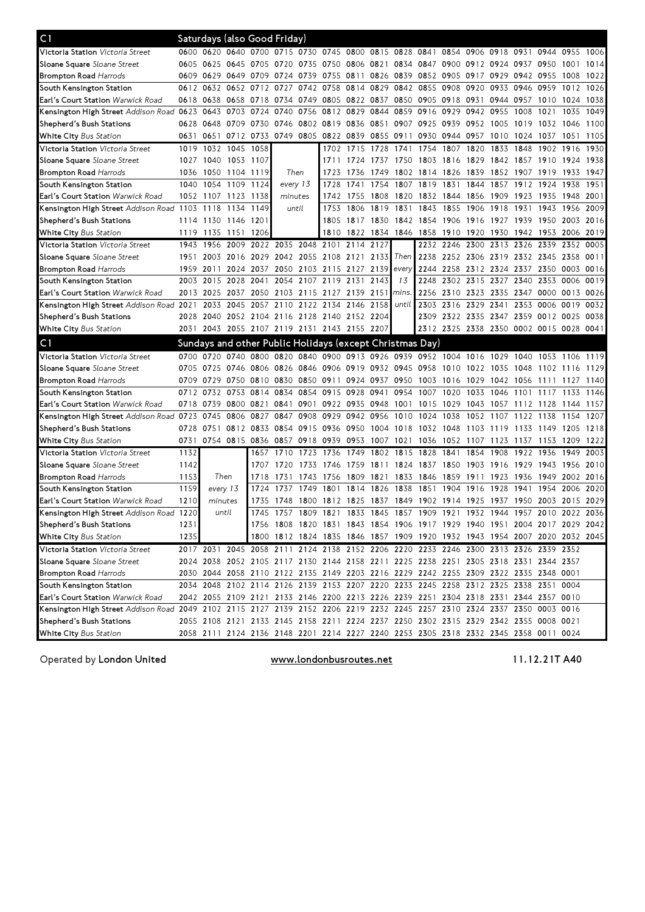## C1 Saturdays (also Good Friday)

| | | | | | | | | | | | | | | | | | | |
|---|---|---|---|---|---|---|---|---|---|---|---|---|---|---|---|---|---|---|
| **Victoria Station** *Victoria Street* | 0600 | 0620 | 0640 | 0700 | 0715 | 0730 | 0745 | 0800 | 0815 | 0828 | 0841 | 0854 | 0906 | 0918 | 0931 | 0944 | 0955 | 1006 |
| **Sloane Square** *Sloane Street* | 0605 | 0625 | 0645 | 0705 | 0720 | 0735 | 0750 | 0806 | 0821 | 0834 | 0847 | 0900 | 0912 | 0924 | 0937 | 0950 | 1001 | 1014 |
| **Brompton Road** *Harrods* | 0609 | 0629 | 0649 | 0709 | 0724 | 0739 | 0755 | 0811 | 0826 | 0839 | 0852 | 0905 | 0917 | 0929 | 0942 | 0955 | 1008 | 1022 |
| **South Kensington Station** | 0612 | 0632 | 0652 | 0712 | 0727 | 0742 | 0758 | 0814 | 0829 | 0842 | 0855 | 0908 | 0920 | 0933 | 0946 | 0959 | 1012 | 1026 |
| **Earl's Court Station** *Warwick Road* | 0618 | 0638 | 0658 | 0718 | 0734 | 0749 | 0805 | 0822 | 0837 | 0850 | 0905 | 0918 | 0931 | 0944 | 0957 | 1010 | 1024 | 1038 |
| **Kensington High Street** *Addison Road* | 0623 | 0643 | 0703 | 0724 | 0740 | 0756 | 0812 | 0829 | 0844 | 0859 | 0916 | 0929 | 0942 | 0955 | 1008 | 1021 | 1035 | 1049 |
| **Shepherd's Bush Stations** | 0628 | 0648 | 0709 | 0730 | 0746 | 0802 | 0819 | 0836 | 0851 | 0907 | 0925 | 0939 | 0952 | 1005 | 1019 | 1032 | 1046 | 1100 |
| **White City** *Bus Station* | 0631 | 0651 | 0712 | 0733 | 0749 | 0805 | 0822 | 0839 | 0855 | 0911 | 0930 | 0944 | 0957 | 1010 | 1024 | 1037 | 1051 | 1105 |

| | | | | | | | | | | | | | | | | | |
|---|---|---|---|---|---|---|---|---|---|---|---|---|---|---|---|---|---|
| **Victoria Station** *Victoria Street* | 1019 | 1032 | 1045 | 1058 | | 1702 | 1715 | 1728 | 1741 | 1754 | 1807 | 1820 | 1833 | 1848 | 1902 | 1916 | 1930 |
| **Sloane Square** *Sloane Street* | 1027 | 1040 | 1053 | 1107 | | 1711 | 1724 | 1737 | 1750 | 1803 | 1816 | 1829 | 1842 | 1857 | 1910 | 1924 | 1938 |
| **Brompton Road** *Harrods* | 1036 | 1050 | 1104 | 1119 | Then | 1723 | 1736 | 1749 | 1802 | 1814 | 1826 | 1839 | 1852 | 1907 | 1919 | 1933 | 1947 |
| **South Kensington Station** | 1040 | 1054 | 1109 | 1124 | every 13 | 1728 | 1741 | 1754 | 1807 | 1819 | 1831 | 1844 | 1857 | 1912 | 1924 | 1938 | 1951 |
| **Earl's Court Station** *Warwick Road* | 1052 | 1107 | 1123 | 1138 | minutes | 1742 | 1755 | 1808 | 1820 | 1832 | 1844 | 1856 | 1909 | 1923 | 1935 | 1948 | 2001 |
| **Kensington High Street** *Addison Road* | 1103 | 1118 | 1134 | 1149 | until | 1753 | 1806 | 1819 | 1831 | 1843 | 1855 | 1906 | 1918 | 1931 | 1943 | 1956 | 2009 |
| **Shepherd's Bush Stations** | 1114 | 1130 | 1146 | 1201 | | 1805 | 1817 | 1830 | 1842 | 1854 | 1906 | 1916 | 1927 | 1939 | 1950 | 2003 | 2016 |
| **White City** *Bus Station* | 1119 | 1135 | 1151 | 1206 | | 1810 | 1822 | 1834 | 1846 | 1858 | 1910 | 1920 | 1930 | 1942 | 1953 | 2006 | 2019 |

| | | | | | | | | | | | | | | | | | |
|---|---|---|---|---|---|---|---|---|---|---|---|---|---|---|---|---|---|
| **Victoria Station** *Victoria Street* | 1943 | 1956 | 2009 | 2022 | 2035 | 2048 | 2101 | 2114 | 2127 | | 2232 | 2246 | 2300 | 2313 | 2326 | 2339 | 2352 | 0005 |
| **Sloane Square** *Sloane Street* | 1951 | 2003 | 2016 | 2029 | 2042 | 2055 | 2108 | 2121 | 2133 | Then | 2238 | 2252 | 2306 | 2319 | 2332 | 2345 | 2358 | 0011 |
| **Brompton Road** *Harrods* | 1959 | 2011 | 2024 | 2037 | 2050 | 2103 | 2115 | 2127 | 2139 | every | 2244 | 2258 | 2312 | 2324 | 2337 | 2350 | 0003 | 0016 |
| **South Kensington Station** | 2003 | 2015 | 2028 | 2041 | 2054 | 2107 | 2119 | 2131 | 2143 | 13 | 2248 | 2302 | 2315 | 2327 | 2340 | 2353 | 0006 | 0019 |
| **Earl's Court Station** *Warwick Road* | 2013 | 2025 | 2037 | 2050 | 2103 | 2115 | 2127 | 2139 | 2151 | mins. | 2256 | 2310 | 2323 | 2335 | 2347 | 0000 | 0013 | 0026 |
| **Kensington High Street** *Addison Road* | 2021 | 2033 | 2045 | 2057 | 2110 | 2122 | 2134 | 2146 | 2158 | until | 2303 | 2316 | 2329 | 2341 | 2353 | 0006 | 0019 | 0032 |
| **Shepherd's Bush Stations** | 2028 | 2040 | 2052 | 2104 | 2116 | 2128 | 2140 | 2152 | 2204 | | 2309 | 2322 | 2335 | 2347 | 2359 | 0012 | 0025 | 0038 |
| **White City** *Bus Station* | 2031 | 2043 | 2055 | 2107 | 2119 | 2131 | 2143 | 2155 | 2207 | | 2312 | 2325 | 2338 | 2350 | 0002 | 0015 | 0028 | 0041 |

## C1 Sundays and other Public Holidays (except Christmas Day)

| | | | | | | | | | | | | | | | | | | |
|---|---|---|---|---|---|---|---|---|---|---|---|---|---|---|---|---|---|---|
| **Victoria Station** *Victoria Street* | 0700 | 0720 | 0740 | 0800 | 0820 | 0840 | 0900 | 0913 | 0926 | 0939 | 0952 | 1004 | 1016 | 1029 | 1040 | 1053 | 1106 | 1119 |
| **Sloane Square** *Sloane Street* | 0705 | 0725 | 0746 | 0806 | 0826 | 0846 | 0906 | 0919 | 0932 | 0945 | 0958 | 1010 | 1022 | 1035 | 1048 | 1102 | 1116 | 1129 |
| **Brompton Road** *Harrods* | 0709 | 0729 | 0750 | 0810 | 0830 | 0850 | 0911 | 0924 | 0937 | 0950 | 1003 | 1016 | 1029 | 1042 | 1056 | 1111 | 1127 | 1140 |
| **South Kensington Station** | 0712 | 0732 | 0753 | 0814 | 0834 | 0854 | 0915 | 0928 | 0941 | 0954 | 1007 | 1020 | 1033 | 1046 | 1101 | 1117 | 1133 | 1146 |
| **Earl's Court Station** *Warwick Road* | 0718 | 0739 | 0800 | 0821 | 0841 | 0901 | 0922 | 0935 | 0948 | 1001 | 1015 | 1029 | 1043 | 1057 | 1112 | 1128 | 1144 | 1157 |
| **Kensington High Street** *Addison Road* | 0723 | 0745 | 0806 | 0827 | 0847 | 0908 | 0929 | 0942 | 0956 | 1010 | 1024 | 1038 | 1052 | 1107 | 1122 | 1138 | 1154 | 1207 |
| **Shepherd's Bush Stations** | 0728 | 0751 | 0812 | 0833 | 0854 | 0915 | 0936 | 0950 | 1004 | 1018 | 1032 | 1048 | 1103 | 1119 | 1133 | 1149 | 1205 | 1218 |
| **White City** *Bus Station* | 0731 | 0754 | 0815 | 0836 | 0857 | 0918 | 0939 | 0953 | 1007 | 1021 | 1036 | 1052 | 1107 | 1123 | 1137 | 1153 | 1209 | 1222 |

| | | | | | | | | | | | | | | | | |
|---|---|---|---|---|---|---|---|---|---|---|---|---|---|---|---|---|
| **Victoria Station** *Victoria Street* | 1132 | | 1657 | 1710 | 1723 | 1736 | 1749 | 1802 | 1815 | 1828 | 1841 | 1854 | 1908 | 1922 | 1936 | 1949 | 2003 |
| **Sloane Square** *Sloane Street* | 1142 | | 1707 | 1720 | 1733 | 1746 | 1759 | 1811 | 1824 | 1837 | 1850 | 1903 | 1916 | 1929 | 1943 | 1956 | 2010 |
| **Brompton Road** *Harrods* | 1153 | Then | 1718 | 1731 | 1743 | 1756 | 1809 | 1821 | 1833 | 1846 | 1859 | 1911 | 1923 | 1936 | 1949 | 2002 | 2016 |
| **South Kensington Station** | 1159 | every 13 | 1724 | 1737 | 1749 | 1801 | 1814 | 1826 | 1838 | 1851 | 1904 | 1916 | 1928 | 1941 | 1954 | 2006 | 2020 |
| **Earl's Court Station** *Warwick Road* | 1210 | minutes | 1735 | 1748 | 1800 | 1812 | 1825 | 1837 | 1849 | 1902 | 1914 | 1925 | 1937 | 1950 | 2003 | 2015 | 2029 |
| **Kensington High Street** *Addison Road* | 1220 | until | 1745 | 1757 | 1809 | 1821 | 1833 | 1845 | 1857 | 1909 | 1921 | 1932 | 1944 | 1957 | 2010 | 2022 | 2036 |
| **Shepherd's Bush Stations** | 1231 | | 1756 | 1808 | 1820 | 1831 | 1843 | 1854 | 1906 | 1917 | 1929 | 1940 | 1951 | 2004 | 2017 | 2029 | 2042 |
| **White City** *Bus Station* | 1235 | | 1800 | 1812 | 1824 | 1835 | 1846 | 1857 | 1909 | 1920 | 1932 | 1943 | 1954 | 2007 | 2020 | 2032 | 2045 |

| | | | | | | | | | | | | | | | | | |
|---|---|---|---|---|---|---|---|---|---|---|---|---|---|---|---|---|---|
| **Victoria Station** *Victoria Street* | 2017 | 2031 | 2045 | 2058 | 2111 | 2124 | 2138 | 2152 | 2206 | 2220 | 2233 | 2246 | 2300 | 2313 | 2326 | 2339 | 2352 |
| **Sloane Square** *Sloane Street* | 2024 | 2038 | 2052 | 2105 | 2117 | 2130 | 2144 | 2158 | 2211 | 2225 | 2238 | 2251 | 2305 | 2318 | 2331 | 2344 | 2357 |
| **Brompton Road** *Harrods* | 2030 | 2044 | 2058 | 2110 | 2122 | 2135 | 2149 | 2203 | 2216 | 2229 | 2242 | 2255 | 2309 | 2322 | 2335 | 2348 | 0001 |
| **South Kensington Station** | 2034 | 2048 | 2102 | 2114 | 2126 | 2139 | 2153 | 2207 | 2220 | 2233 | 2245 | 2258 | 2312 | 2325 | 2338 | 2351 | 0004 |
| **Earl's Court Station** *Warwick Road* | 2042 | 2055 | 2109 | 2121 | 2133 | 2146 | 2200 | 2213 | 2226 | 2239 | 2251 | 2304 | 2318 | 2331 | 2344 | 2357 | 0010 |
| **Kensington High Street** *Addison Road* | 2049 | 2102 | 2115 | 2127 | 2139 | 2152 | 2206 | 2219 | 2232 | 2245 | 2257 | 2310 | 2324 | 2337 | 2350 | 0003 | 0016 |
| **Shepherd's Bush Stations** | 2055 | 2108 | 2121 | 2133 | 2145 | 2158 | 2211 | 2224 | 2237 | 2250 | 2302 | 2315 | 2329 | 2342 | 2355 | 0008 | 0021 |
| **White City** *Bus Station* | 2058 | 2111 | 2124 | 2136 | 2148 | 2201 | 2214 | 2227 | 2240 | 2253 | 2305 | 2318 | 2332 | 2345 | 2358 | 0011 | 0024 |

Operated by **London United** www.londonbusroutes.net 11.12.21T A40